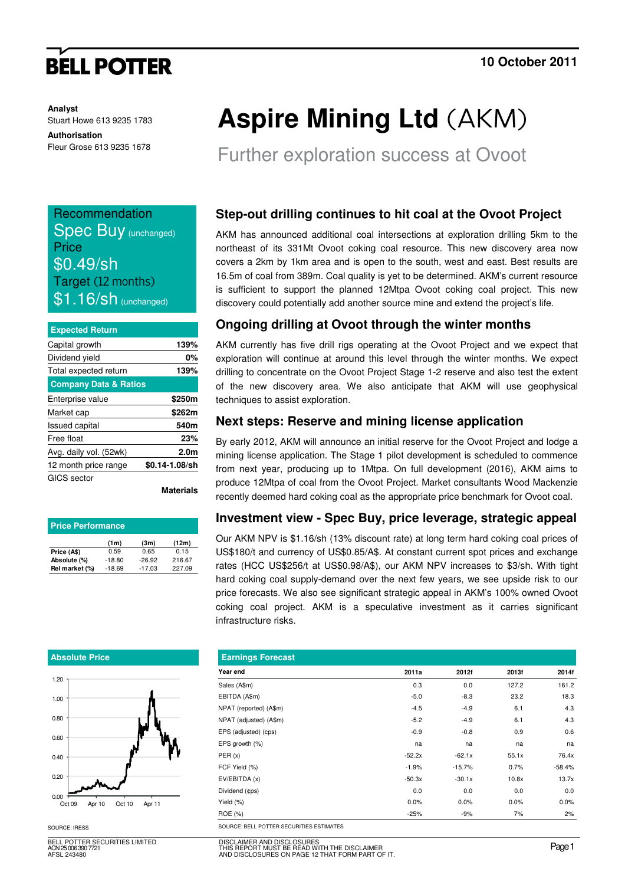BELL POTTER

10 October 2011

**Analyst**
Stuart Howe 613 9235 1783

**Authorisation**
Fleur Grose 613 9235 1678

# Aspire Mining Ltd (AKM)

## Further exploration success at Ovoot

Recommendation
Spec Buy (unchanged)
Price
$0.49/sh
Target (12 months)
$1.16/sh (unchanged)

| Expected Return | |
|---|---|
| Capital growth | 139% |
| Dividend yield | 0% |
| Total expected return | 139% |
| **Company Data & Ratios** | |
| Enterprise value | $250m |
| Market cap | $262m |
| Issued capital | 540m |
| Free float | 23% |
| Avg. daily vol. (52wk) | 2.0m |
| 12 month price range | $0.14-1.08/sh |
| GICS sector | Materials |

**Price Performance**

| | (1m) | (3m) | (12m) |
|---|---|---|---|
| Price (A$) | 0.59 | 0.65 | 0.15 |
| Absolute (%) | -18.80 | -26.92 | 216.67 |
| Rel market (%) | -18.69 | -17.03 | 227.09 |

**Absolute Price**

SOURCE: IRESS

### Step-out drilling continues to hit coal at the Ovoot Project

AKM has announced additional coal intersections at exploration drilling 5km to the northeast of its 331Mt Ovoot coking coal resource. This new discovery area now covers a 2km by 1km area and is open to the south, west and east. Best results are 16.5m of coal from 389m. Coal quality is yet to be determined. AKM's current resource is sufficient to support the planned 12Mtpa Ovoot coking coal project. This new discovery could potentially add another source mine and extend the project's life.

### Ongoing drilling at Ovoot through the winter months

AKM currently has five drill rigs operating at the Ovoot Project and we expect that exploration will continue at around this level through the winter months. We expect drilling to concentrate on the Ovoot Project Stage 1-2 reserve and also test the extent of the new discovery area. We also anticipate that AKM will use geophysical techniques to assist exploration.

### Next steps: Reserve and mining license application

By early 2012, AKM will announce an initial reserve for the Ovoot Project and lodge a mining license application. The Stage 1 pilot development is scheduled to commence from next year, producing up to 1Mtpa. On full development (2016), AKM aims to produce 12Mtpa of coal from the Ovoot Project. Market consultants Wood Mackenzie recently deemed hard coking coal as the appropriate price benchmark for Ovoot coal.

### Investment view - Spec Buy, price leverage, strategic appeal

Our AKM NPV is $1.16/sh (13% discount rate) at long term hard coking coal prices of US$180/t and currency of US$0.85/A$. At constant current spot prices and exchange rates (HCC US$256/t at US$0.98/A$), our AKM NPV increases to $3/sh. With tight hard coking coal supply-demand over the next few years, we see upside risk to our price forecasts. We also see significant strategic appeal in AKM's 100% owned Ovoot coking coal project. AKM is a speculative investment as it carries significant infrastructure risks.

**Earnings Forecast**

| Year end | 2011a | 2012f | 2013f | 2014f |
|---|---|---|---|---|
| Sales (A$m) | 0.3 | 0.0 | 127.2 | 161.2 |
| EBITDA (A$m) | -5.0 | -8.3 | 23.2 | 18.3 |
| NPAT (reported) (A$m) | -4.5 | -4.9 | 6.1 | 4.3 |
| NPAT (adjusted) (A$m) | -5.2 | -4.9 | 6.1 | 4.3 |
| EPS (adjusted) (cps) | -0.9 | -0.8 | 0.9 | 0.6 |
| EPS growth (%) | na | na | na | na |
| PER (x) | -52.2x | -62.1x | 55.1x | 76.4x |
| FCF Yield (%) | -1.9% | -15.7% | 0.7% | -58.4% |
| EV/EBITDA (x) | -50.3x | -30.1x | 10.8x | 13.7x |
| Dividend (¢ps) | 0.0 | 0.0 | 0.0 | 0.0 |
| Yield (%) | 0.0% | 0.0% | 0.0% | 0.0% |
| ROE (%) | -25% | -9% | 7% | 2% |

SOURCE: BELL POTTER SECURITIES ESTIMATES

BELL POTTER SECURITIES LIMITED
ACN 25 006 390 7721
AFSL 243480

DISCLAIMER AND DISCLOSURES
THIS REPORT MUST BE READ WITH THE DISCLAIMER
AND DISCLOSURES ON PAGE 12 THAT FORM PART OF IT.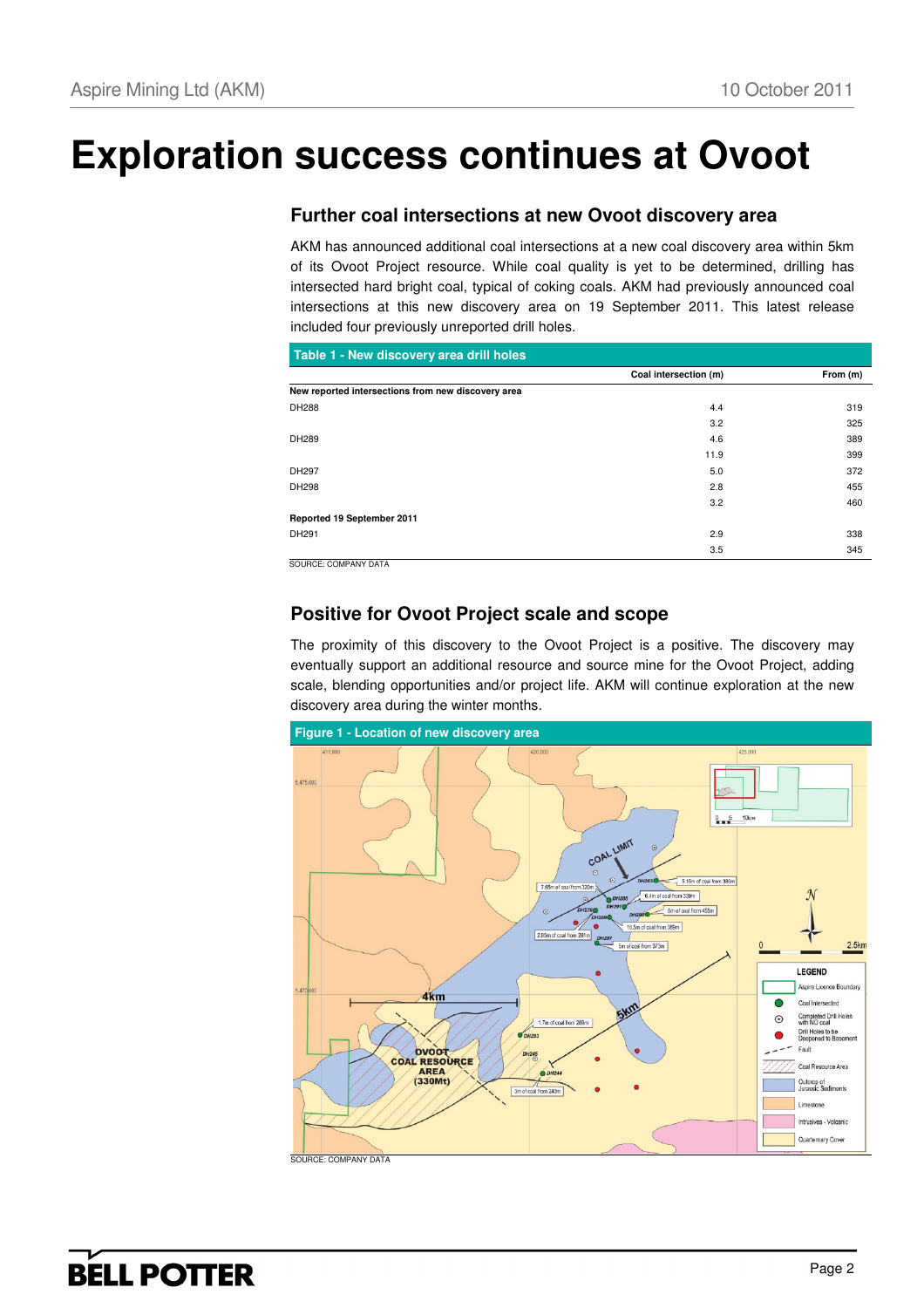# Exploration success continues at Ovoot

## Further coal intersections at new Ovoot discovery area

AKM has announced additional coal intersections at a new coal discovery area within 5km of its Ovoot Project resource. While coal quality is yet to be determined, drilling has intersected hard bright coal, typical of coking coals. AKM had previously announced coal intersections at this new discovery area on 19 September 2011. This latest release included four previously unreported drill holes.

**Table 1 - New discovery area drill holes**

| | Coal intersection (m) | From (m) |
|---|---|---|
| **New reported intersections from new discovery area** | | |
| DH288 | 4.4 | 319 |
| | 3.2 | 325 |
| DH289 | 4.6 | 389 |
| | 11.9 | 399 |
| DH297 | 5.0 | 372 |
| DH298 | 2.8 | 455 |
| | 3.2 | 460 |
| **Reported 19 September 2011** | | |
| DH291 | 2.9 | 338 |
| | 3.5 | 345 |

SOURCE: COMPANY DATA

## Positive for Ovoot Project scale and scope

The proximity of this discovery to the Ovoot Project is a positive. The discovery may eventually support an additional resource and source mine for the Ovoot Project, adding scale, blending opportunities and/or project life. AKM will continue exploration at the new discovery area during the winter months.

**Figure 1 - Location of new discovery area**

SOURCE: COMPANY DATA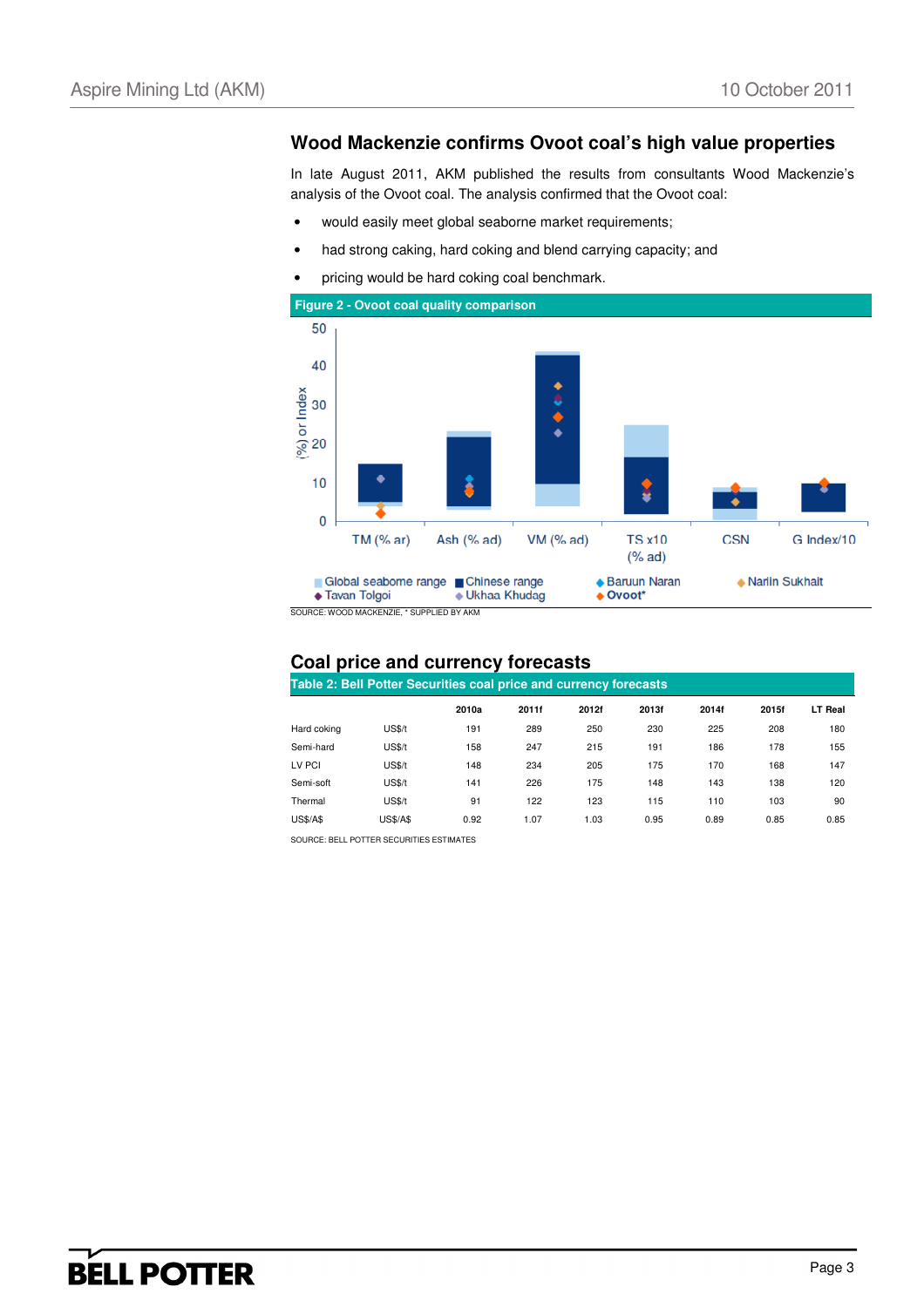## Wood Mackenzie confirms Ovoot coal's high value properties

In late August 2011, AKM published the results from consultants Wood Mackenzie's analysis of the Ovoot coal. The analysis confirmed that the Ovoot coal:

- would easily meet global seaborne market requirements;
- had strong caking, hard coking and blend carrying capacity; and
- pricing would be hard coking coal benchmark.

**Figure 2 - Ovoot coal quality comparison**

SOURCE: WOOD MACKENZIE, * SUPPLIED BY AKM

## Coal price and currency forecasts

**Table 2: Bell Potter Securities coal price and currency forecasts**

| | | 2010a | 2011f | 2012f | 2013f | 2014f | 2015f | LT Real |
|---|---|---|---|---|---|---|---|---|
| Hard coking | US$/t | 191 | 289 | 250 | 230 | 225 | 208 | 180 |
| Semi-hard | US$/t | 158 | 247 | 215 | 191 | 186 | 178 | 155 |
| LV PCI | US$/t | 148 | 234 | 205 | 175 | 170 | 168 | 147 |
| Semi-soft | US$/t | 141 | 226 | 175 | 148 | 143 | 138 | 120 |
| Thermal | US$/t | 91 | 122 | 123 | 115 | 110 | 103 | 90 |
| US$/A$ | US$/A$ | 0.92 | 1.07 | 1.03 | 0.95 | 0.89 | 0.85 | 0.85 |

SOURCE: BELL POTTER SECURITIES ESTIMATES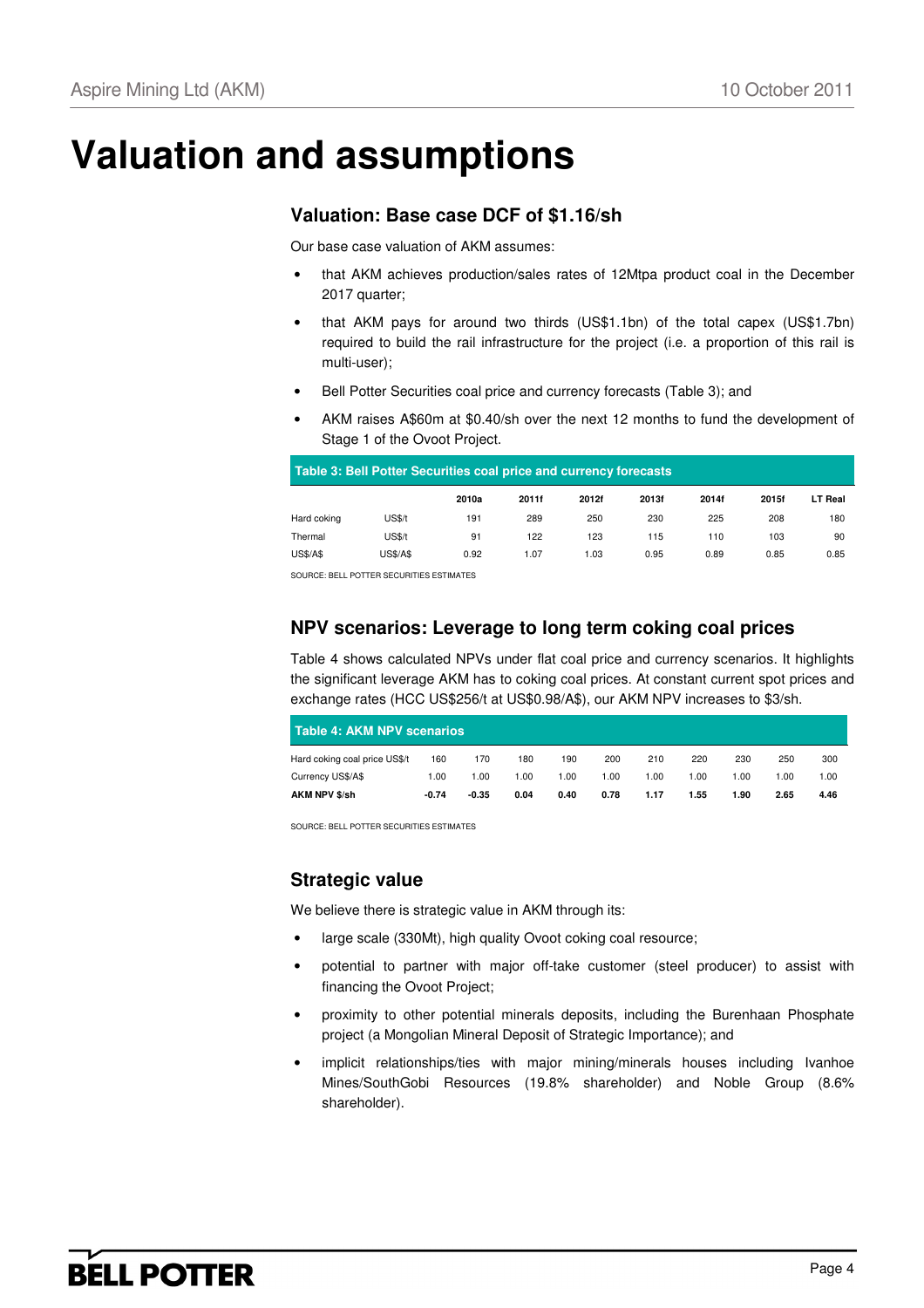# Valuation and assumptions

## Valuation: Base case DCF of $1.16/sh

Our base case valuation of AKM assumes:

- that AKM achieves production/sales rates of 12Mtpa product coal in the December 2017 quarter;
- that AKM pays for around two thirds (US$1.1bn) of the total capex (US$1.7bn) required to build the rail infrastructure for the project (i.e. a proportion of this rail is multi-user);
- Bell Potter Securities coal price and currency forecasts (Table 3); and
- AKM raises A$60m at $0.40/sh over the next 12 months to fund the development of Stage 1 of the Ovoot Project.

**Table 3: Bell Potter Securities coal price and currency forecasts**

| | | 2010a | 2011f | 2012f | 2013f | 2014f | 2015f | LT Real |
|---|---|---|---|---|---|---|---|---|
| Hard coking | US$/t | 191 | 289 | 250 | 230 | 225 | 208 | 180 |
| Thermal | US$/t | 91 | 122 | 123 | 115 | 110 | 103 | 90 |
| US$/A$ | US$/A$ | 0.92 | 1.07 | 1.03 | 0.95 | 0.89 | 0.85 | 0.85 |

SOURCE: BELL POTTER SECURITIES ESTIMATES

## NPV scenarios: Leverage to long term coking coal prices

Table 4 shows calculated NPVs under flat coal price and currency scenarios. It highlights the significant leverage AKM has to coking coal prices. At constant current spot prices and exchange rates (HCC US$256/t at US$0.98/A$), our AKM NPV increases to $3/sh.

**Table 4: AKM NPV scenarios**

| Hard coking coal price US$/t | 160 | 170 | 180 | 190 | 200 | 210 | 220 | 230 | 250 | 300 |
|---|---|---|---|---|---|---|---|---|---|---|
| Currency US$/A$ | 1.00 | 1.00 | 1.00 | 1.00 | 1.00 | 1.00 | 1.00 | 1.00 | 1.00 | 1.00 |
| **AKM NPV $/sh** | **-0.74** | **-0.35** | **0.04** | **0.40** | **0.78** | **1.17** | **1.55** | **1.90** | **2.65** | **4.46** |

SOURCE: BELL POTTER SECURITIES ESTIMATES

## Strategic value

We believe there is strategic value in AKM through its:

- large scale (330Mt), high quality Ovoot coking coal resource;
- potential to partner with major off-take customer (steel producer) to assist with financing the Ovoot Project;
- proximity to other potential minerals deposits, including the Burenhaan Phosphate project (a Mongolian Mineral Deposit of Strategic Importance); and
- implicit relationships/ties with major mining/minerals houses including Ivanhoe Mines/SouthGobi Resources (19.8% shareholder) and Noble Group (8.6% shareholder).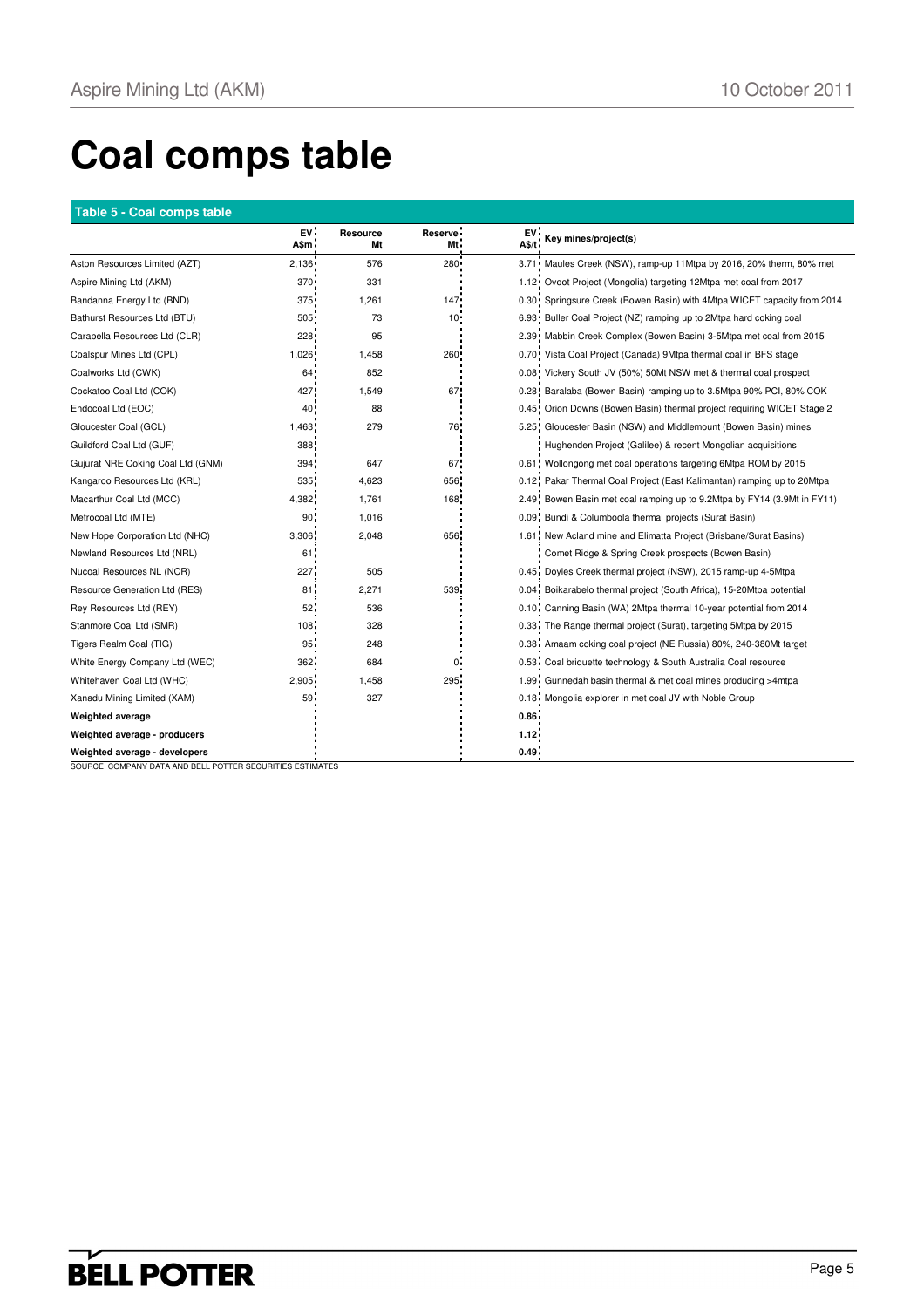# Coal comps table

**Table 5 - Coal comps table**

| | EV A$m | Resource Mt | Reserve Mt | EV A$/t | Key mines/project(s) |
|---|---|---|---|---|---|
| Aston Resources Limited (AZT) | 2,136 | 576 | 280 | 3.71 | Maules Creek (NSW), ramp-up 11Mtpa by 2016, 20% therm, 80% met |
| Aspire Mining Ltd (AKM) | 370 | 331 | | 1.12 | Ovoot Project (Mongolia) targeting 12Mtpa met coal from 2017 |
| Bandanna Energy Ltd (BND) | 375 | 1,261 | 147 | 0.30 | Springsure Creek (Bowen Basin) with 4Mtpa WICET capacity from 2014 |
| Bathurst Resources Ltd (BTU) | 505 | 73 | 10 | 6.93 | Buller Coal Project (NZ) ramping up to 2Mtpa hard coking coal |
| Carabella Resources Ltd (CLR) | 228 | 95 | | 2.39 | Mabbin Creek Complex (Bowen Basin) 3-5Mtpa met coal from 2015 |
| Coalspur Mines Ltd (CPL) | 1,026 | 1,458 | 260 | 0.70 | Vista Coal Project (Canada) 9Mtpa thermal coal in BFS stage |
| Coalworks Ltd (CWK) | 64 | 852 | | 0.08 | Vickery South JV (50%) 50Mt NSW met & thermal coal prospect |
| Cockatoo Coal Ltd (COK) | 427 | 1,549 | 67 | 0.28 | Baralaba (Bowen Basin) ramping up to 3.5Mtpa 90% PCI, 80% COK |
| Endocoal Ltd (EOC) | 40 | 88 | | 0.45 | Orion Downs (Bowen Basin) thermal project requiring WICET Stage 2 |
| Gloucester Coal (GCL) | 1,463 | 279 | 76 | 5.25 | Gloucester Basin (NSW) and Middlemount (Bowen Basin) mines |
| Guildford Coal Ltd (GUF) | 388 | | | | Hughenden Project (Galilee) & recent Mongolian acquisitions |
| Gujurat NRE Coking Coal Ltd (GNM) | 394 | 647 | 67 | 0.61 | Wollongong met coal operations targeting 6Mtpa ROM by 2015 |
| Kangaroo Resources Ltd (KRL) | 535 | 4,623 | 656 | 0.12 | Pakar Thermal Coal Project (East Kalimantan) ramping up to 20Mtpa |
| Macarthur Coal Ltd (MCC) | 4,382 | 1,761 | 168 | 2.49 | Bowen Basin met coal ramping up to 9.2Mtpa by FY14 (3.9Mt in FY11) |
| Metrocoal Ltd (MTE) | 90 | 1,016 | | 0.09 | Bundi & Columboola thermal projects (Surat Basin) |
| New Hope Corporation Ltd (NHC) | 3,306 | 2,048 | 656 | 1.61 | New Acland mine and Elimatta Project (Brisbane/Surat Basins) |
| Newland Resources Ltd (NRL) | 61 | | | | Comet Ridge & Spring Creek prospects (Bowen Basin) |
| Nucoal Resources NL (NCR) | 227 | 505 | | 0.45 | Doyles Creek thermal project (NSW), 2015 ramp-up 4-5Mtpa |
| Resource Generation Ltd (RES) | 81 | 2,271 | 539 | 0.04 | Boikarabelo thermal project (South Africa), 15-20Mtpa potential |
| Rey Resources Ltd (REY) | 52 | 536 | | 0.10 | Canning Basin (WA) 2Mtpa thermal 10-year potential from 2014 |
| Stanmore Coal Ltd (SMR) | 108 | 328 | | 0.33 | The Range thermal project (Surat), targeting 5Mtpa by 2015 |
| Tigers Realm Coal (TIG) | 95 | 248 | | 0.38 | Amaam coking coal project (NE Russia) 80%, 240-380Mt target |
| White Energy Company Ltd (WEC) | 362 | 684 | 0 | 0.53 | Coal briquette technology & South Australia Coal resource |
| Whitehaven Coal Ltd (WHC) | 2,905 | 1,458 | 295 | 1.99 | Gunnedah basin thermal & met coal mines producing >4mtpa |
| Xanadu Mining Limited (XAM) | 59 | 327 | | 0.18 | Mongolia explorer in met coal JV with Noble Group |
| **Weighted average** | | | | **0.86** | |
| **Weighted average - producers** | | | | **1.12** | |
| **Weighted average - developers** | | | | **0.49** | |

SOURCE: COMPANY DATA AND BELL POTTER SECURITIES ESTIMATES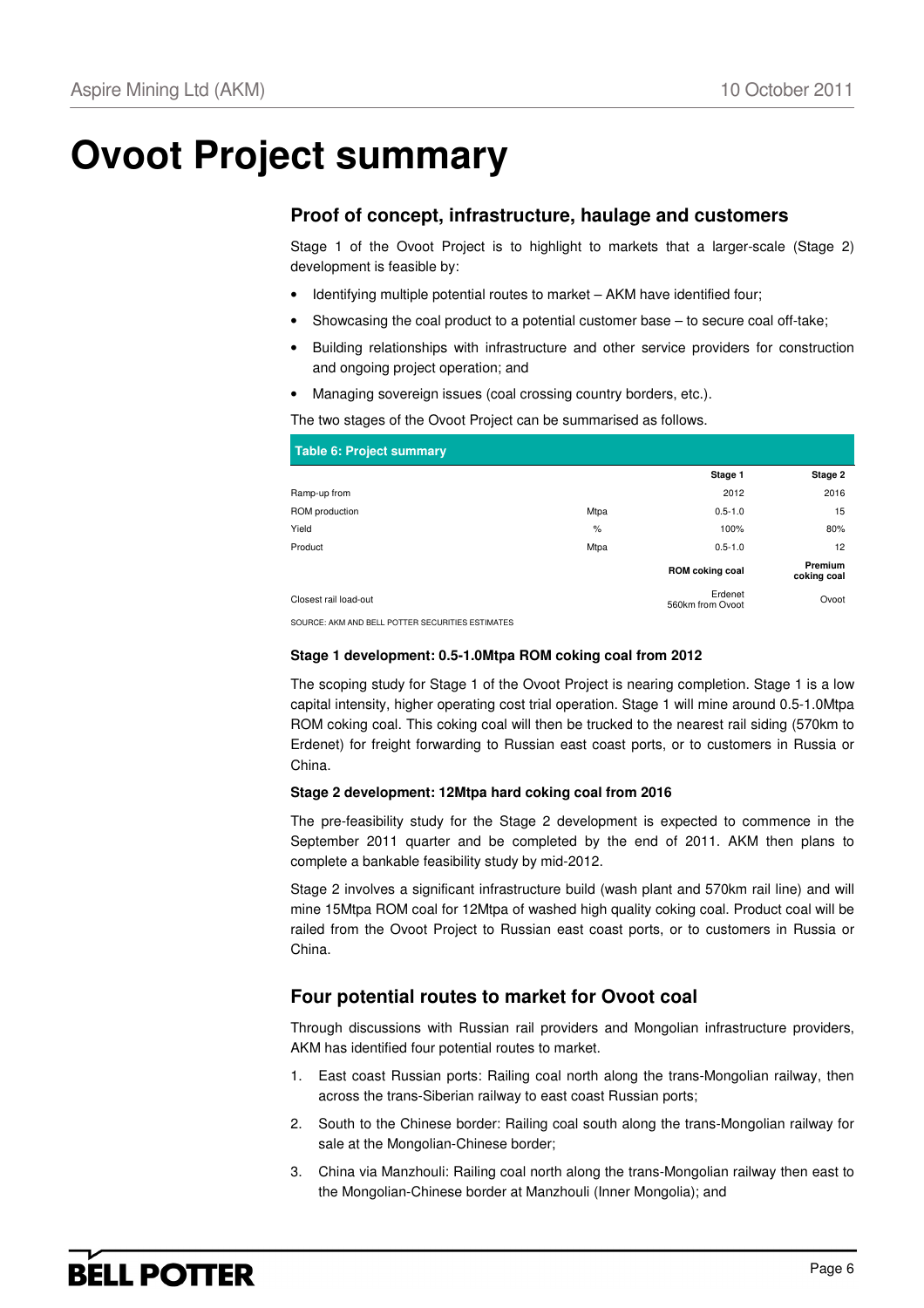# Ovoot Project summary

## Proof of concept, infrastructure, haulage and customers

Stage 1 of the Ovoot Project is to highlight to markets that a larger-scale (Stage 2) development is feasible by:

- Identifying multiple potential routes to market – AKM have identified four;
- Showcasing the coal product to a potential customer base – to secure coal off-take;
- Building relationships with infrastructure and other service providers for construction and ongoing project operation; and
- Managing sovereign issues (coal crossing country borders, etc.).

The two stages of the Ovoot Project can be summarised as follows.

**Table 6: Project summary**

| | | Stage 1 | Stage 2 |
|---|---|---|---|
| Ramp-up from | | 2012 | 2016 |
| ROM production | Mtpa | 0.5-1.0 | 15 |
| Yield | % | 100% | 80% |
| Product | Mtpa | 0.5-1.0 | 12 |
| | | **ROM coking coal** | **Premium coking coal** |
| Closest rail load-out | | Erdenet 560km from Ovoot | Ovoot |

SOURCE: AKM AND BELL POTTER SECURITIES ESTIMATES

**Stage 1 development: 0.5-1.0Mtpa ROM coking coal from 2012**

The scoping study for Stage 1 of the Ovoot Project is nearing completion. Stage 1 is a low capital intensity, higher operating cost trial operation. Stage 1 will mine around 0.5-1.0Mtpa ROM coking coal. This coking coal will then be trucked to the nearest rail siding (570km to Erdenet) for freight forwarding to Russian east coast ports, or to customers in Russia or China.

**Stage 2 development: 12Mtpa hard coking coal from 2016**

The pre-feasibility study for the Stage 2 development is expected to commence in the September 2011 quarter and be completed by the end of 2011. AKM then plans to complete a bankable feasibility study by mid-2012.

Stage 2 involves a significant infrastructure build (wash plant and 570km rail line) and will mine 15Mtpa ROM coal for 12Mtpa of washed high quality coking coal. Product coal will be railed from the Ovoot Project to Russian east coast ports, or to customers in Russia or China.

## Four potential routes to market for Ovoot coal

Through discussions with Russian rail providers and Mongolian infrastructure providers, AKM has identified four potential routes to market.

1. East coast Russian ports: Railing coal north along the trans-Mongolian railway, then across the trans-Siberian railway to east coast Russian ports;
2. South to the Chinese border: Railing coal south along the trans-Mongolian railway for sale at the Mongolian-Chinese border;
3. China via Manzhouli: Railing coal north along the trans-Mongolian railway then east to the Mongolian-Chinese border at Manzhouli (Inner Mongolia); and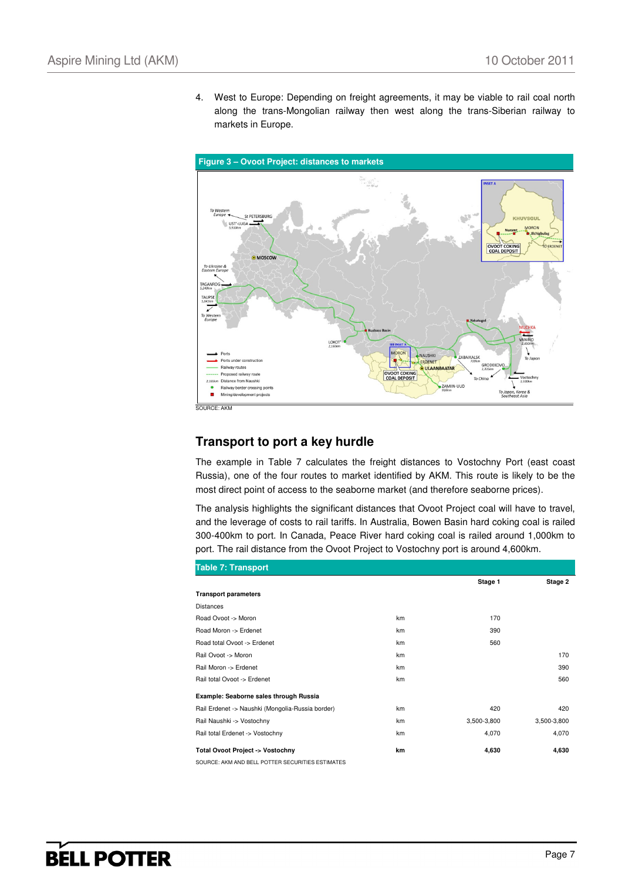4. West to Europe: Depending on freight agreements, it may be viable to rail coal north along the trans-Mongolian railway then west along the trans-Siberian railway to markets in Europe.

**Figure 3 – Ovoot Project: distances to markets**

SOURCE: AKM

## Transport to port a key hurdle

The example in Table 7 calculates the freight distances to Vostochny Port (east coast Russia), one of the four routes to market identified by AKM. This route is likely to be the most direct point of access to the seaborne market (and therefore seaborne prices).

The analysis highlights the significant distances that Ovoot Project coal will have to travel, and the leverage of costs to rail tariffs. In Australia, Bowen Basin hard coking coal is railed 300-400km to port. In Canada, Peace River hard coking coal is railed around 1,000km to port. The rail distance from the Ovoot Project to Vostochny port is around 4,600km.

**Table 7: Transport**

| | | Stage 1 | Stage 2 |
|---|---|---|---|
| **Transport parameters** | | | |
| Distances | | | |
| Road Ovoot -> Moron | km | 170 | |
| Road Moron -> Erdenet | km | 390 | |
| Road total Ovoot -> Erdenet | km | 560 | |
| Rail Ovoot -> Moron | km | | 170 |
| Rail Moron -> Erdenet | km | | 390 |
| Rail total Ovoot -> Erdenet | km | | 560 |
| **Example: Seaborne sales through Russia** | | | |
| Rail Erdenet -> Naushki (Mongolia-Russia border) | km | 420 | 420 |
| Rail Naushki -> Vostochny | km | 3,500-3,800 | 3,500-3,800 |
| Rail total Erdenet -> Vostochny | km | 4,070 | 4,070 |
| **Total Ovoot Project -> Vostochny** | **km** | **4,630** | **4,630** |

SOURCE: AKM AND BELL POTTER SECURITIES ESTIMATES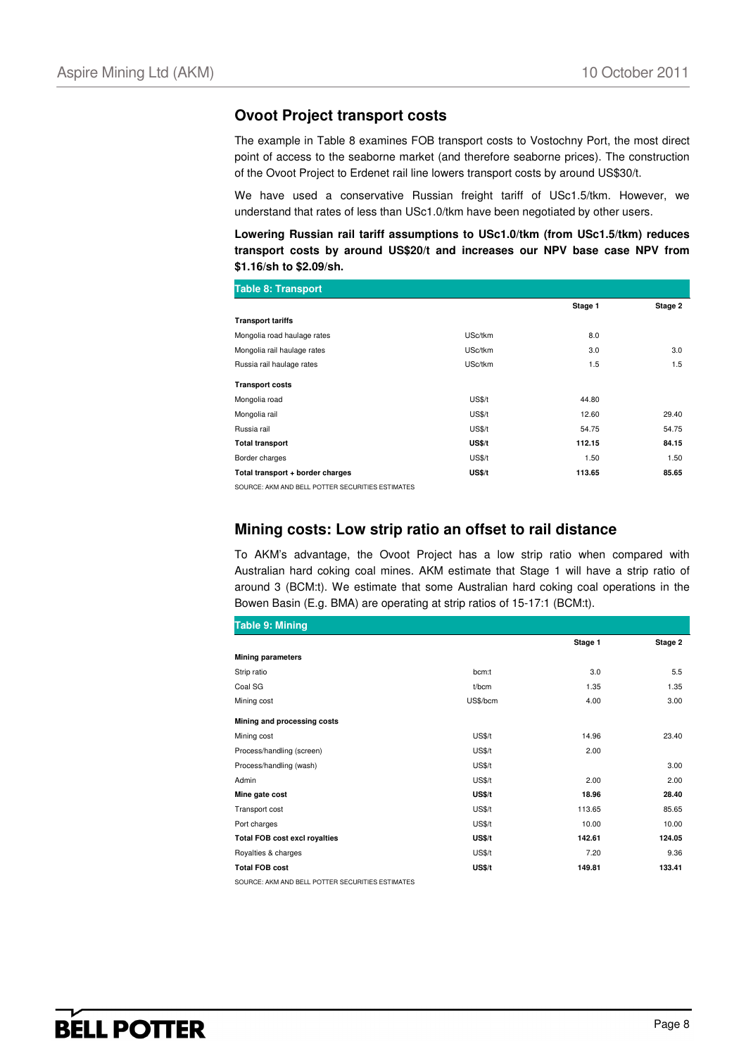## Ovoot Project transport costs

The example in Table 8 examines FOB transport costs to Vostochny Port, the most direct point of access to the seaborne market (and therefore seaborne prices). The construction of the Ovoot Project to Erdenet rail line lowers transport costs by around US$30/t.

We have used a conservative Russian freight tariff of USc1.5/tkm. However, we understand that rates of less than USc1.0/tkm have been negotiated by other users.

**Lowering Russian rail tariff assumptions to USc1.0/tkm (from USc1.5/tkm) reduces transport costs by around US$20/t and increases our NPV base case NPV from $1.16/sh to $2.09/sh.**

**Table 8: Transport**

| | | Stage 1 | Stage 2 |
|---|---|---|---|
| **Transport tariffs** | | | |
| Mongolia road haulage rates | USc/tkm | 8.0 | |
| Mongolia rail haulage rates | USc/tkm | 3.0 | 3.0 |
| Russia rail haulage rates | USc/tkm | 1.5 | 1.5 |
| **Transport costs** | | | |
| Mongolia road | US$/t | 44.80 | |
| Mongolia rail | US$/t | 12.60 | 29.40 |
| Russia rail | US$/t | 54.75 | 54.75 |
| **Total transport** | **US$/t** | **112.15** | **84.15** |
| Border charges | US$/t | 1.50 | 1.50 |
| **Total transport + border charges** | **US$/t** | **113.65** | **85.65** |

SOURCE: AKM AND BELL POTTER SECURITIES ESTIMATES

## Mining costs: Low strip ratio an offset to rail distance

To AKM's advantage, the Ovoot Project has a low strip ratio when compared with Australian hard coking coal mines. AKM estimate that Stage 1 will have a strip ratio of around 3 (BCM:t). We estimate that some Australian hard coking coal operations in the Bowen Basin (E.g. BMA) are operating at strip ratios of 15-17:1 (BCM:t).

**Table 9: Mining**

| | | Stage 1 | Stage 2 |
|---|---|---|---|
| **Mining parameters** | | | |
| Strip ratio | bcm:t | 3.0 | 5.5 |
| Coal SG | t/bcm | 1.35 | 1.35 |
| Mining cost | US$/bcm | 4.00 | 3.00 |
| **Mining and processing costs** | | | |
| Mining cost | US$/t | 14.96 | 23.40 |
| Process/handling (screen) | US$/t | 2.00 | |
| Process/handling (wash) | US$/t | | 3.00 |
| Admin | US$/t | 2.00 | 2.00 |
| **Mine gate cost** | **US$/t** | **18.96** | **28.40** |
| Transport cost | US$/t | 113.65 | 85.65 |
| Port charges | US$/t | 10.00 | 10.00 |
| **Total FOB cost excl royalties** | **US$/t** | **142.61** | **124.05** |
| Royalties & charges | US$/t | 7.20 | 9.36 |
| **Total FOB cost** | **US$/t** | **149.81** | **133.41** |

SOURCE: AKM AND BELL POTTER SECURITIES ESTIMATES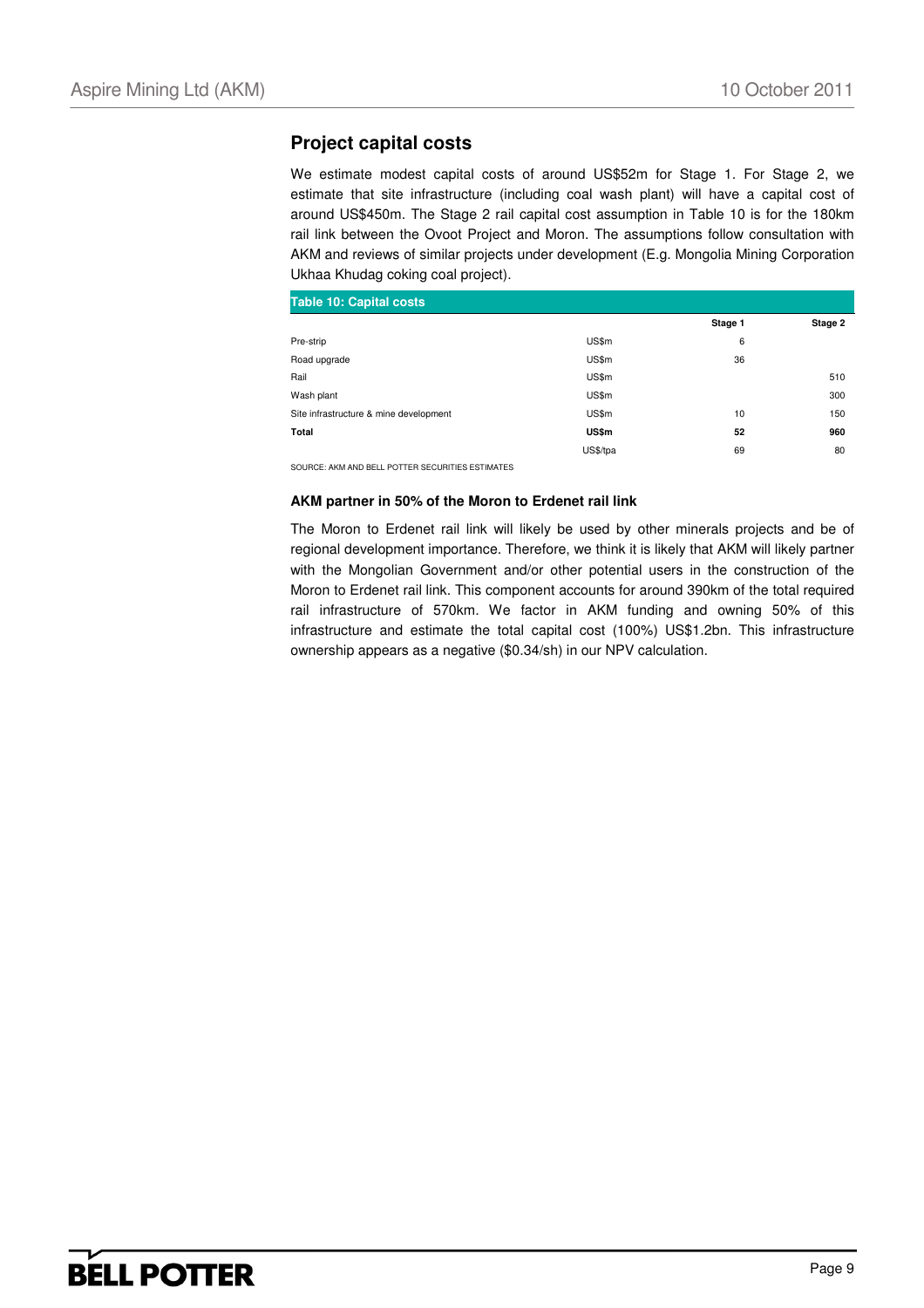## Project capital costs

We estimate modest capital costs of around US$52m for Stage 1. For Stage 2, we estimate that site infrastructure (including coal wash plant) will have a capital cost of around US$450m. The Stage 2 rail capital cost assumption in Table 10 is for the 180km rail link between the Ovoot Project and Moron. The assumptions follow consultation with AKM and reviews of similar projects under development (E.g. Mongolia Mining Corporation Ukhaa Khudag coking coal project).

**Table 10: Capital costs**

| | | Stage 1 | Stage 2 |
|---|---|---|---|
| Pre-strip | US$m | 6 | |
| Road upgrade | US$m | 36 | |
| Rail | US$m | | 510 |
| Wash plant | US$m | | 300 |
| Site infrastructure & mine development | US$m | 10 | 150 |
| **Total** | **US$m** | **52** | **960** |
| | US$/tpa | 69 | 80 |

SOURCE: AKM AND BELL POTTER SECURITIES ESTIMATES

### AKM partner in 50% of the Moron to Erdenet rail link

The Moron to Erdenet rail link will likely be used by other minerals projects and be of regional development importance. Therefore, we think it is likely that AKM will likely partner with the Mongolian Government and/or other potential users in the construction of the Moron to Erdenet rail link. This component accounts for around 390km of the total required rail infrastructure of 570km. We factor in AKM funding and owning 50% of this infrastructure and estimate the total capital cost (100%) US$1.2bn. This infrastructure ownership appears as a negative ($0.34/sh) in our NPV calculation.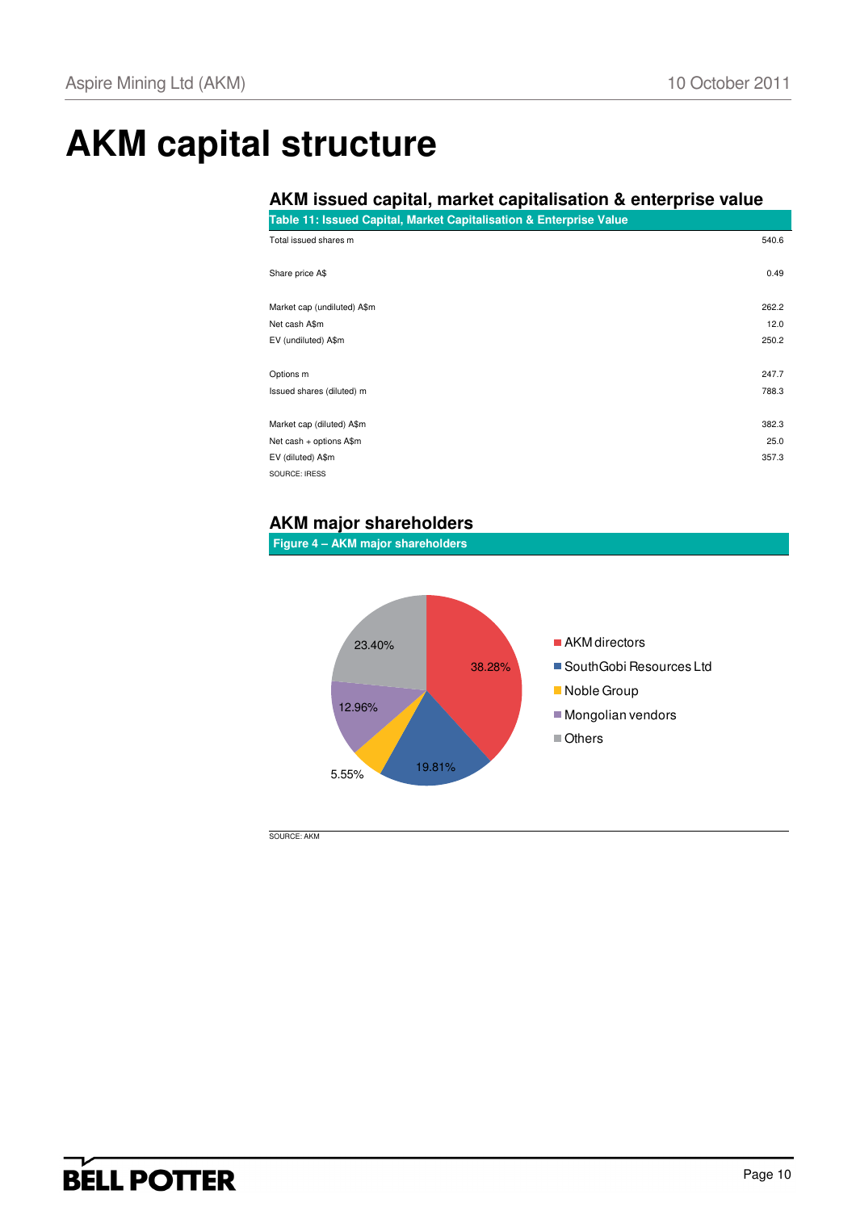# AKM capital structure

## AKM issued capital, market capitalisation & enterprise value

**Table 11: Issued Capital, Market Capitalisation & Enterprise Value**

| | |
|---|---|
| Total issued shares m | 540.6 |
| Share price A$ | 0.49 |
| Market cap (undiluted) A$m | 262.2 |
| Net cash A$m | 12.0 |
| EV (undiluted) A$m | 250.2 |
| Options m | 247.7 |
| Issued shares (diluted) m | 788.3 |
| Market cap (diluted) A$m | 382.3 |
| Net cash + options A$m | 25.0 |
| EV (diluted) A$m | 357.3 |

SOURCE: IRESS

## AKM major shareholders

**Figure 4 – AKM major shareholders**

| Shareholder | % |
|---|---|
| AKM directors | 38.28% |
| SouthGobi Resources Ltd | 19.81% |
| Noble Group | 5.55% |
| Mongolian vendors | 12.96% |
| Others | 23.40% |

SOURCE: AKM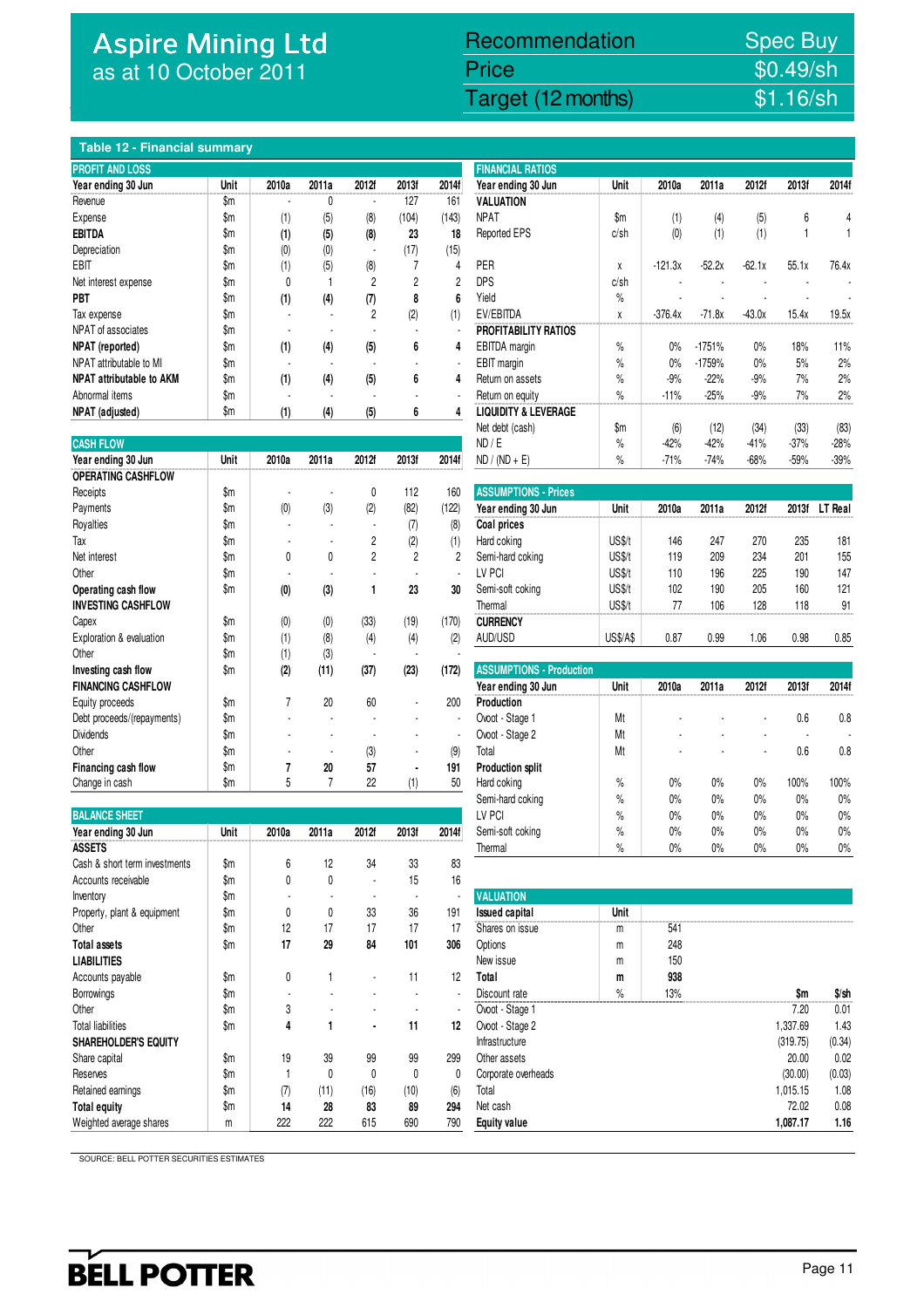# Aspire Mining Ltd
as at 10 October 2011

| Recommendation | Spec Buy |
|---|---|
| Price | $0.49/sh |
| Target (12 months) | $1.16/sh |

## Table 12 - Financial summary

### PROFIT AND LOSS

| Year ending 30 Jun | Unit | 2010a | 2011a | 2012f | 2013f | 2014f |
|---|---|---|---|---|---|---|
| Revenue | $m | - | 0 | - | 127 | 161 |
| Expense | $m | (1) | (5) | (8) | (104) | (143) |
| **EBITDA** | $m | **(1)** | **(5)** | **(8)** | **23** | **18** |
| Depreciation | $m | (0) | (0) | - | (17) | (15) |
| EBIT | $m | (1) | (5) | (8) | 7 | 4 |
| Net interest expense | $m | 0 | 1 | 2 | 2 | 2 |
| **PBT** | $m | **(1)** | **(4)** | **(7)** | **8** | **6** |
| Tax expense | $m | - | - | 2 | (2) | (1) |
| NPAT of associates | $m | - | - | - | - | - |
| **NPAT (reported)** | $m | **(1)** | **(4)** | **(5)** | **6** | **4** |
| NPAT attributable to MI | $m | - | - | - | - | - |
| **NPAT attributable to AKM** | $m | **(1)** | **(4)** | **(5)** | **6** | **4** |
| Abnormal items | $m | - | - | - | - | - |
| **NPAT (adjusted)** | $m | **(1)** | **(4)** | **(5)** | **6** | **4** |

### CASH FLOW

| Year ending 30 Jun | Unit | 2010a | 2011a | 2012f | 2013f | 2014f |
|---|---|---|---|---|---|---|
| **OPERATING CASHFLOW** | | | | | | |
| Receipts | $m | - | - | 0 | 112 | 160 |
| Payments | $m | (0) | (3) | (2) | (82) | (122) |
| Royalties | $m | - | - | - | (7) | (8) |
| Tax | $m | - | - | 2 | (2) | (1) |
| Net interest | $m | 0 | 0 | 2 | 2 | 2 |
| Other | $m | - | - | - | - | - |
| **Operating cash flow** | $m | **(0)** | **(3)** | **1** | **23** | **30** |
| **INVESTING CASHFLOW** | | | | | | |
| Capex | $m | (0) | (0) | (33) | (19) | (170) |
| Exploration & evaluation | $m | (1) | (8) | (4) | (4) | (2) |
| Other | $m | (1) | (3) | - | - | - |
| **Investing cash flow** | $m | **(2)** | **(11)** | **(37)** | **(23)** | **(172)** |
| **FINANCING CASHFLOW** | | | | | | |
| Equity proceeds | $m | 7 | 20 | 60 | - | 200 |
| Debt proceeds/(repayments) | $m | - | - | - | - | - |
| Dividends | $m | - | - | - | - | - |
| Other | $m | - | - | (3) | - | (9) |
| **Financing cash flow** | $m | **7** | **20** | **57** | **-** | **191** |
| Change in cash | $m | 5 | 7 | 22 | (1) | 50 |

### BALANCE SHEET

| Year ending 30 Jun | Unit | 2010a | 2011a | 2012f | 2013f | 2014f |
|---|---|---|---|---|---|---|
| **ASSETS** | | | | | | |
| Cash & short term investments | $m | 6 | 12 | 34 | 33 | 83 |
| Accounts receivable | $m | 0 | 0 | - | 15 | 16 |
| Inventory | $m | - | - | - | - | - |
| Property, plant & equipment | $m | 0 | 0 | 33 | 36 | 191 |
| Other | $m | 12 | 17 | 17 | 17 | 17 |
| **Total assets** | $m | **17** | **29** | **84** | **101** | **306** |
| **LIABILITIES** | | | | | | |
| Accounts payable | $m | 0 | 1 | - | 11 | 12 |
| Borrowings | $m | - | - | - | - | - |
| Other | $m | 3 | - | - | - | - |
| Total liabilities | $m | **4** | **1** | **-** | **11** | **12** |
| **SHAREHOLDER'S EQUITY** | | | | | | |
| Share capital | $m | 19 | 39 | 99 | 99 | 299 |
| Reserves | $m | 1 | 0 | 0 | 0 | 0 |
| Retained earnings | $m | (7) | (11) | (16) | (10) | (6) |
| **Total equity** | $m | **14** | **28** | **83** | **89** | **294** |
| Weighted average shares | m | 222 | 222 | 615 | 690 | 790 |

### FINANCIAL RATIOS

| Year ending 30 Jun | Unit | 2010a | 2011a | 2012f | 2013f | 2014f |
|---|---|---|---|---|---|---|
| **VALUATION** | | | | | | |
| NPAT | $m | (1) | (4) | (5) | 6 | 4 |
| Reported EPS | c/sh | (0) | (1) | (1) | 1 | 1 |
| PER | x | -121.3x | -52.2x | -62.1x | 55.1x | 76.4x |
| DPS | c/sh | - | - | - | - | - |
| Yield | % | - | - | - | - | - |
| EV/EBITDA | x | -376.4x | -71.8x | -43.0x | 15.4x | 19.5x |
| **PROFITABILITY RATIOS** | | | | | | |
| EBITDA margin | % | 0% | -1751% | 0% | 18% | 11% |
| EBIT margin | % | 0% | -1759% | 0% | 5% | 2% |
| Return on assets | % | -9% | -22% | -9% | 7% | 2% |
| Return on equity | % | -11% | -25% | -9% | 7% | 2% |
| **LIQUIDITY & LEVERAGE** | | | | | | |
| Net debt (cash) | $m | (6) | (12) | (34) | (33) | (83) |
| ND / E | % | -42% | -42% | -41% | -37% | -28% |
| ND / (ND + E) | % | -71% | -74% | -68% | -59% | -39% |

### ASSUMPTIONS - Prices

| Year ending 30 Jun | Unit | 2010a | 2011a | 2012f | 2013f | LT Real |
|---|---|---|---|---|---|---|
| **Coal prices** | | | | | | |
| Hard coking | US$/t | 146 | 247 | 270 | 235 | 181 |
| Semi-hard coking | US$/t | 119 | 209 | 234 | 201 | 155 |
| LV PCI | US$/t | 110 | 196 | 225 | 190 | 147 |
| Semi-soft coking | US$/t | 102 | 190 | 205 | 160 | 121 |
| Thermal | US$/t | 77 | 106 | 128 | 118 | 91 |
| **CURRENCY** | | | | | | |
| AUD/USD | US$/A$ | 0.87 | 0.99 | 1.06 | 0.98 | 0.85 |

### ASSUMPTIONS - Production

| Year ending 30 Jun | Unit | 2010a | 2011a | 2012f | 2013f | 2014f |
|---|---|---|---|---|---|---|
| **Production** | | | | | | |
| Ovoot - Stage 1 | Mt | - | - | - | 0.6 | 0.8 |
| Ovoot - Stage 2 | Mt | - | - | - | - | - |
| Total | Mt | - | - | - | 0.6 | 0.8 |
| **Production split** | | | | | | |
| Hard coking | % | 0% | 0% | 0% | 100% | 100% |
| Semi-hard coking | % | 0% | 0% | 0% | 0% | 0% |
| LV PCI | % | 0% | 0% | 0% | 0% | 0% |
| Semi-soft coking | % | 0% | 0% | 0% | 0% | 0% |
| Thermal | % | 0% | 0% | 0% | 0% | 0% |

### VALUATION

| Issued capital | Unit | | $m | $/sh |
|---|---|---|---|---|
| Shares on issue | m | 541 | | |
| Options | m | 248 | | |
| New issue | m | 150 | | |
| **Total** | **m** | **938** | | |
| Discount rate | % | 13% | | |
| Ovoot - Stage 1 | | | 7.20 | 0.01 |
| Ovoot - Stage 2 | | | 1,337.69 | 1.43 |
| Infrastructure | | | (319.75) | (0.34) |
| Other assets | | | 20.00 | 0.02 |
| Corporate overheads | | | (30.00) | (0.03) |
| Total | | | 1,015.15 | 1.08 |
| Net cash | | | 72.02 | 0.08 |
| **Equity value** | | | **1,087.17** | **1.16** |

SOURCE: BELL POTTER SECURITIES ESTIMATES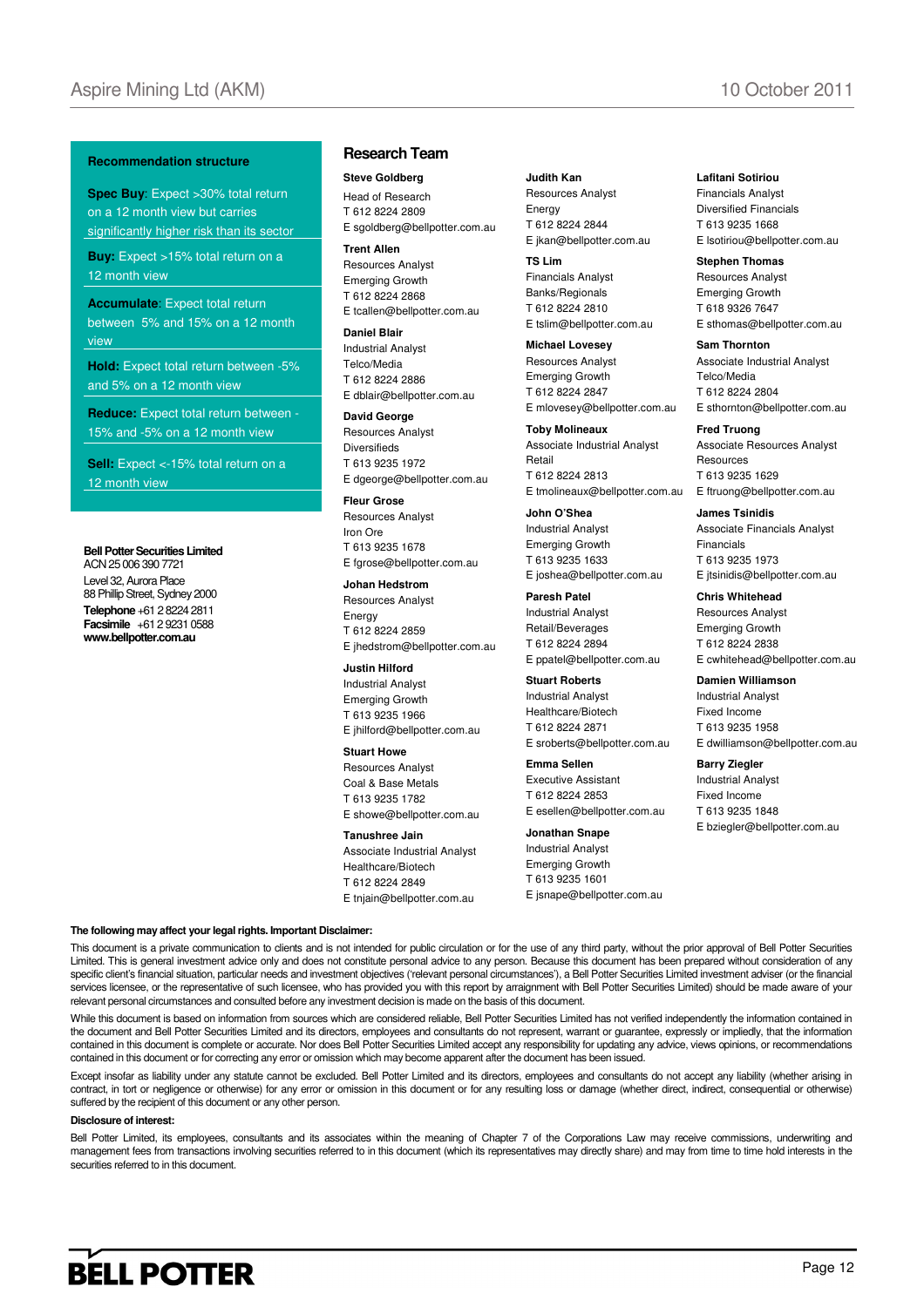**Recommendation structure**

**Spec Buy**: Expect >30% total return on a 12 month view but carries significantly higher risk than its sector

**Buy:** Expect >15% total return on a 12 month view

**Accumulate**: Expect total return between 5% and 15% on a 12 month view

**Hold:** Expect total return between -5% and 5% on a 12 month view

**Reduce:** Expect total return between -15% and -5% on a 12 month view

**Sell:** Expect <-15% total return on a 12 month view

**Bell Potter Securities Limited**
ACN 25 006 390 7721
Level 32, Aurora Place
88 Phillip Street, Sydney 2000
**Telephone** +61 2 8224 2811
**Facsimile** +61 2 9231 0588
**www.bellpotter.com.au**

## Research Team

**Steve Goldberg**
Head of Research
T 612 8224 2809
E sgoldberg@bellpotter.com.au

**Trent Allen**
Resources Analyst
Emerging Growth
T 612 8224 2868
E tcallen@bellpotter.com.au

**Daniel Blair**
Industrial Analyst
Telco/Media
T 612 8224 2886
E dblair@bellpotter.com.au

**David George**
Resources Analyst
Diversifieds
T 613 9235 1972
E dgeorge@bellpotter.com.au

**Fleur Grose**
Resources Analyst
Iron Ore
T 613 9235 1678
E fgrose@bellpotter.com.au

**Johan Hedstrom**
Resources Analyst
Energy
T 612 8224 2859
E jhedstrom@bellpotter.com.au

**Justin Hilford**
Industrial Analyst
Emerging Growth
T 613 9235 1966
E jhilford@bellpotter.com.au

**Stuart Howe**
Resources Analyst
Coal & Base Metals
T 613 9235 1782
E showe@bellpotter.com.au

**Tanushree Jain**
Associate Industrial Analyst
Healthcare/Biotech
T 612 8224 2849
E tnjain@bellpotter.com.au

**Judith Kan**
Resources Analyst
Energy
T 612 8224 2844
E jkan@bellpotter.com.au

**TS Lim**
Financials Analyst
Banks/Regionals
T 612 8224 2810
E tslim@bellpotter.com.au

**Michael Lovesey**
Resources Analyst
Emerging Growth
T 612 8224 2847
E mlovesey@bellpotter.com.au

**Toby Molineaux**
Associate Industrial Analyst
Retail
T 612 8224 2813
E tmolineaux@bellpotter.com.au

**John O'Shea**
Industrial Analyst
Emerging Growth
T 613 9235 1633
E joshea@bellpotter.com.au

**Paresh Patel**
Industrial Analyst
Retail/Beverages
T 612 8224 2894
E ppatel@bellpotter.com.au

**Stuart Roberts**
Industrial Analyst
Healthcare/Biotech
T 612 8224 2871
E sroberts@bellpotter.com.au

**Emma Sellen**
Executive Assistant
T 612 8224 2853
E esellen@bellpotter.com.au

**Jonathan Snape**
Industrial Analyst
Emerging Growth
T 613 9235 1601
E jsnape@bellpotter.com.au

**Lafitani Sotiriou**
Financials Analyst
Diversified Financials
T 613 9235 1668
E lsotiriou@bellpotter.com.au

**Stephen Thomas**
Resources Analyst
Emerging Growth
T 618 9326 7647
E sthomas@bellpotter.com.au

**Sam Thornton**
Associate Industrial Analyst
Telco/Media
T 612 8224 2804
E sthornton@bellpotter.com.au

**Fred Truong**
Associate Resources Analyst
Resources
T 613 9235 1629
E ftruong@bellpotter.com.au

**James Tsinidis**
Associate Financials Analyst
Financials
T 613 9235 1973
E jtsinidis@bellpotter.com.au

**Chris Whitehead**
Resources Analyst
Emerging Growth
T 612 8224 2838
E cwhitehead@bellpotter.com.au

**Damien Williamson**
Industrial Analyst
Fixed Income
T 613 9235 1958
E dwilliamson@bellpotter.com.au

**Barry Ziegler**
Industrial Analyst
Fixed Income
T 613 9235 1848
E bziegler@bellpotter.com.au

**The following may affect your legal rights. Important Disclaimer:**

This document is a private communication to clients and is not intended for public circulation or for the use of any third party, without the prior approval of Bell Potter Securities Limited. This is general investment advice only and does not constitute personal advice to any person. Because this document has been prepared without consideration of any specific client's financial situation, particular needs and investment objectives ('relevant personal circumstances'), a Bell Potter Securities Limited investment adviser (or the financial services licensee, or the representative of such licensee, who has provided you with this report by arraignment with Bell Potter Securities Limited) should be made aware of your relevant personal circumstances and consulted before any investment decision is made on the basis of this document.

While this document is based on information from sources which are considered reliable, Bell Potter Securities Limited has not verified independently the information contained in the document and Bell Potter Securities Limited and its directors, employees and consultants do not represent, warrant or guarantee, expressly or impliedly, that the information contained in this document is complete or accurate. Nor does Bell Potter Securities Limited accept any responsibility for updating any advice, views opinions, or recommendations contained in this document or for correcting any error or omission which may become apparent after the document has been issued.

Except insofar as liability under any statute cannot be excluded. Bell Potter Limited and its directors, employees and consultants do not accept any liability (whether arising in contract, in tort or negligence or otherwise) for any error or omission in this document or for any resulting loss or damage (whether direct, indirect, consequential or otherwise) suffered by the recipient of this document or any other person.

**Disclosure of interest:**

Bell Potter Limited, its employees, consultants and its associates within the meaning of Chapter 7 of the Corporations Law may receive commissions, underwriting and management fees from transactions involving securities referred to in this document (which its representatives may directly share) and may from time to time hold interests in the securities referred to in this document.